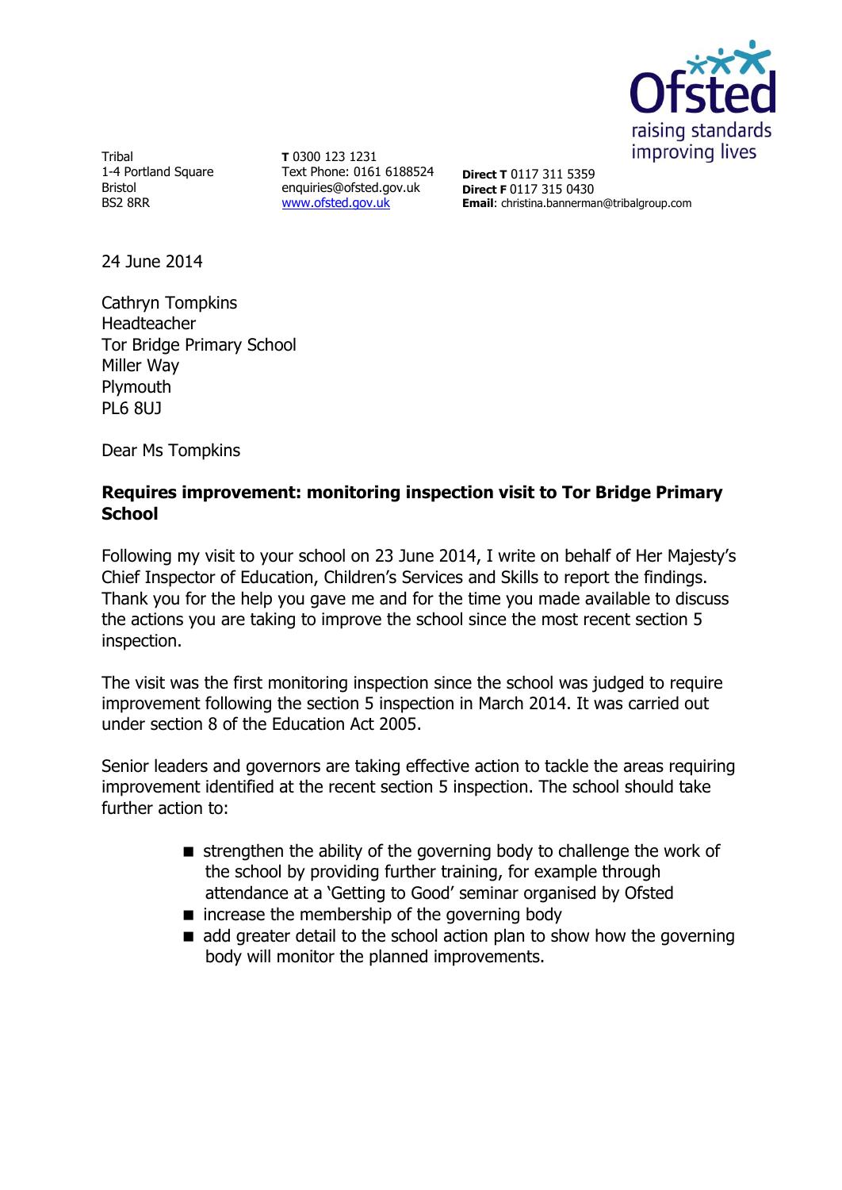Tribal
1-4 Portland Square
Bristol
BS2 8RR

**T** 0300 123 1231
Text Phone: 0161 6188524
enquiries@ofsted.gov.uk
www.ofsted.gov.uk

**Direct T** 0117 311 5359
**Direct F** 0117 315 0430
**Email**: christina.bannerman@tribalgroup.com

24 June 2014

Cathryn Tompkins
Headteacher
Tor Bridge Primary School
Miller Way
Plymouth
PL6 8UJ

Dear Ms Tompkins

**Requires improvement: monitoring inspection visit to Tor Bridge Primary School**

Following my visit to your school on 23 June 2014, I write on behalf of Her Majesty's Chief Inspector of Education, Children's Services and Skills to report the findings. Thank you for the help you gave me and for the time you made available to discuss the actions you are taking to improve the school since the most recent section 5 inspection.

The visit was the first monitoring inspection since the school was judged to require improvement following the section 5 inspection in March 2014. It was carried out under section 8 of the Education Act 2005.

Senior leaders and governors are taking effective action to tackle the areas requiring improvement identified at the recent section 5 inspection. The school should take further action to:

- strengthen the ability of the governing body to challenge the work of the school by providing further training, for example through attendance at a 'Getting to Good' seminar organised by Ofsted
- increase the membership of the governing body
- add greater detail to the school action plan to show how the governing body will monitor the planned improvements.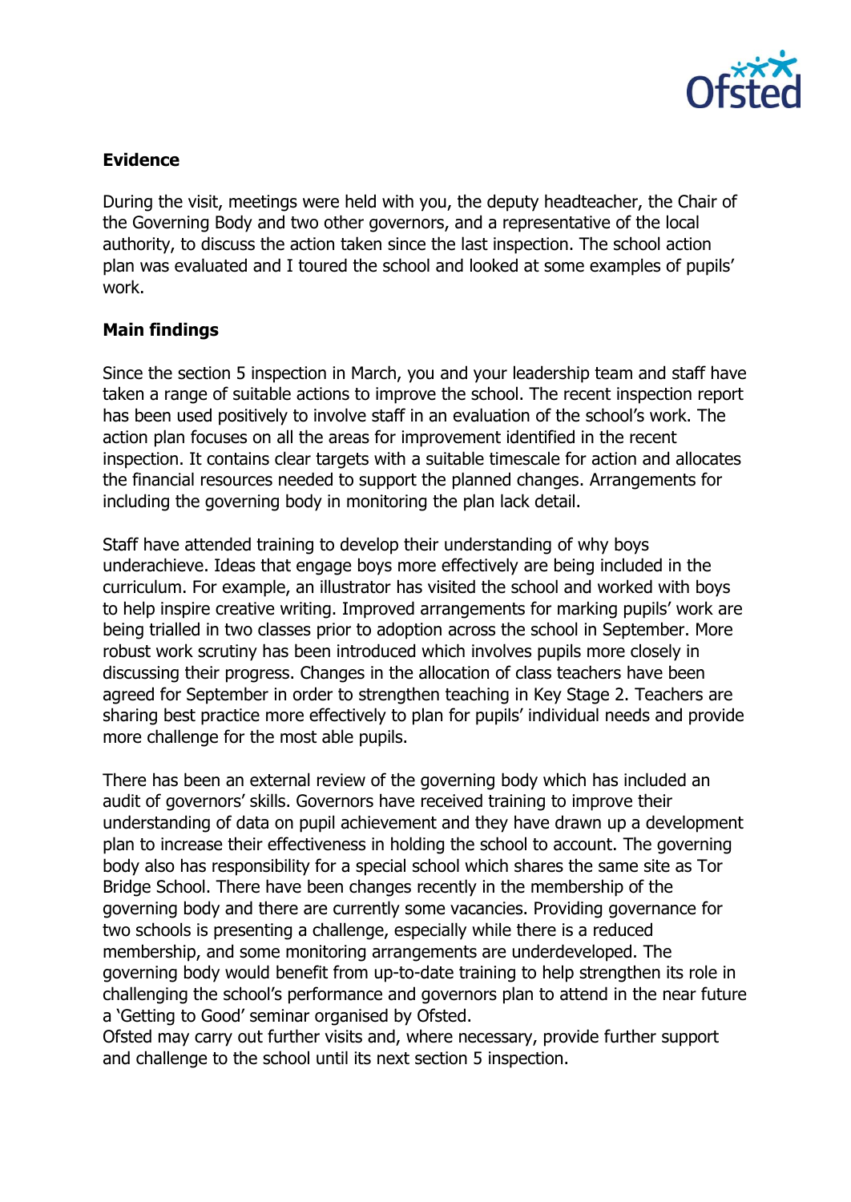**Evidence**

During the visit, meetings were held with you, the deputy headteacher, the Chair of the Governing Body and two other governors, and a representative of the local authority, to discuss the action taken since the last inspection. The school action plan was evaluated and I toured the school and looked at some examples of pupils' work.

**Main findings**

Since the section 5 inspection in March, you and your leadership team and staff have taken a range of suitable actions to improve the school. The recent inspection report has been used positively to involve staff in an evaluation of the school's work. The action plan focuses on all the areas for improvement identified in the recent inspection. It contains clear targets with a suitable timescale for action and allocates the financial resources needed to support the planned changes. Arrangements for including the governing body in monitoring the plan lack detail.

Staff have attended training to develop their understanding of why boys underachieve. Ideas that engage boys more effectively are being included in the curriculum. For example, an illustrator has visited the school and worked with boys to help inspire creative writing. Improved arrangements for marking pupils' work are being trialled in two classes prior to adoption across the school in September. More robust work scrutiny has been introduced which involves pupils more closely in discussing their progress. Changes in the allocation of class teachers have been agreed for September in order to strengthen teaching in Key Stage 2. Teachers are sharing best practice more effectively to plan for pupils' individual needs and provide more challenge for the most able pupils.

There has been an external review of the governing body which has included an audit of governors' skills. Governors have received training to improve their understanding of data on pupil achievement and they have drawn up a development plan to increase their effectiveness in holding the school to account. The governing body also has responsibility for a special school which shares the same site as Tor Bridge School. There have been changes recently in the membership of the governing body and there are currently some vacancies. Providing governance for two schools is presenting a challenge, especially while there is a reduced membership, and some monitoring arrangements are underdeveloped. The governing body would benefit from up-to-date training to help strengthen its role in challenging the school's performance and governors plan to attend in the near future a 'Getting to Good' seminar organised by Ofsted.

Ofsted may carry out further visits and, where necessary, provide further support and challenge to the school until its next section 5 inspection.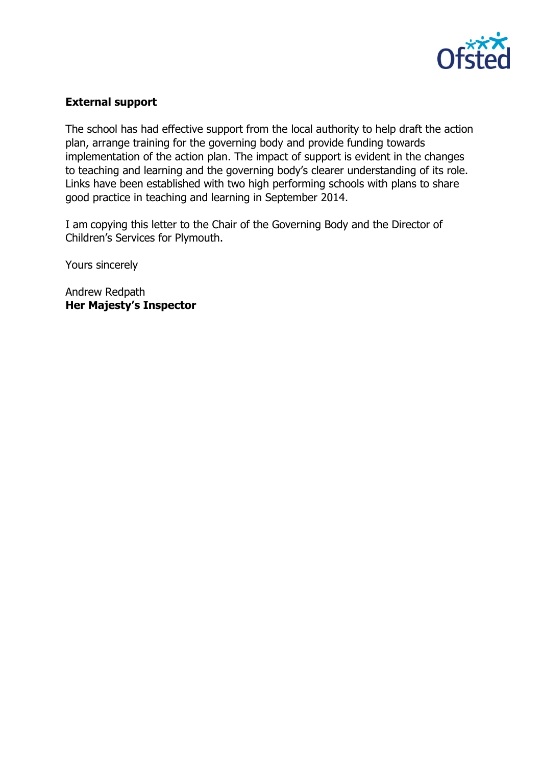**External support**

The school has had effective support from the local authority to help draft the action plan, arrange training for the governing body and provide funding towards implementation of the action plan. The impact of support is evident in the changes to teaching and learning and the governing body's clearer understanding of its role. Links have been established with two high performing schools with plans to share good practice in teaching and learning in September 2014.

I am copying this letter to the Chair of the Governing Body and the Director of Children's Services for Plymouth.

Yours sincerely

Andrew Redpath
**Her Majesty's Inspector**